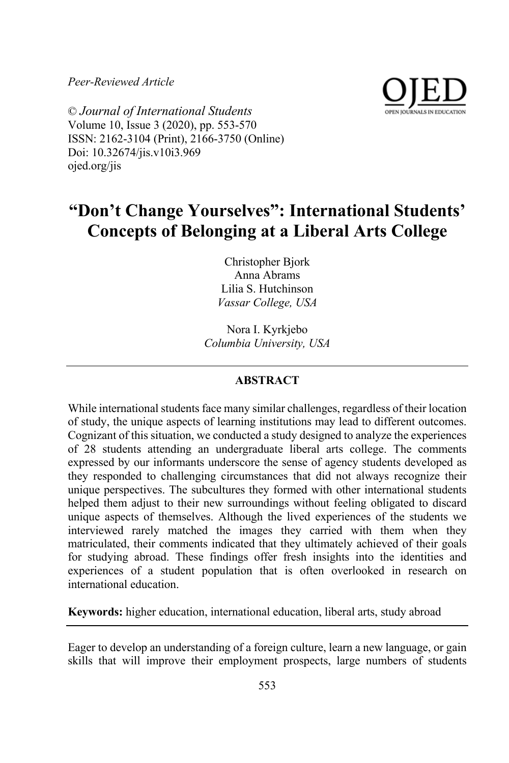*Peer-Reviewed Article*

© *Journal of International Students*
Volume 10, Issue 3 (2020), pp. 553-570
ISSN: 2162-3104 (Print), 2166-3750 (Online)
Doi: 10.32674/jis.v10i3.969
ojed.org/jis

# "Don't Change Yourselves": International Students' Concepts of Belonging at a Liberal Arts College

Christopher Bjork
Anna Abrams
Lilia S. Hutchinson
*Vassar College, USA*

Nora I. Kyrkjebo
*Columbia University, USA*

## ABSTRACT

While international students face many similar challenges, regardless of their location of study, the unique aspects of learning institutions may lead to different outcomes. Cognizant of this situation, we conducted a study designed to analyze the experiences of 28 students attending an undergraduate liberal arts college. The comments expressed by our informants underscore the sense of agency students developed as they responded to challenging circumstances that did not always recognize their unique perspectives. The subcultures they formed with other international students helped them adjust to their new surroundings without feeling obligated to discard unique aspects of themselves. Although the lived experiences of the students we interviewed rarely matched the images they carried with them when they matriculated, their comments indicated that they ultimately achieved of their goals for studying abroad. These findings offer fresh insights into the identities and experiences of a student population that is often overlooked in research on international education.

**Keywords:** higher education, international education, liberal arts, study abroad

Eager to develop an understanding of a foreign culture, learn a new language, or gain skills that will improve their employment prospects, large numbers of students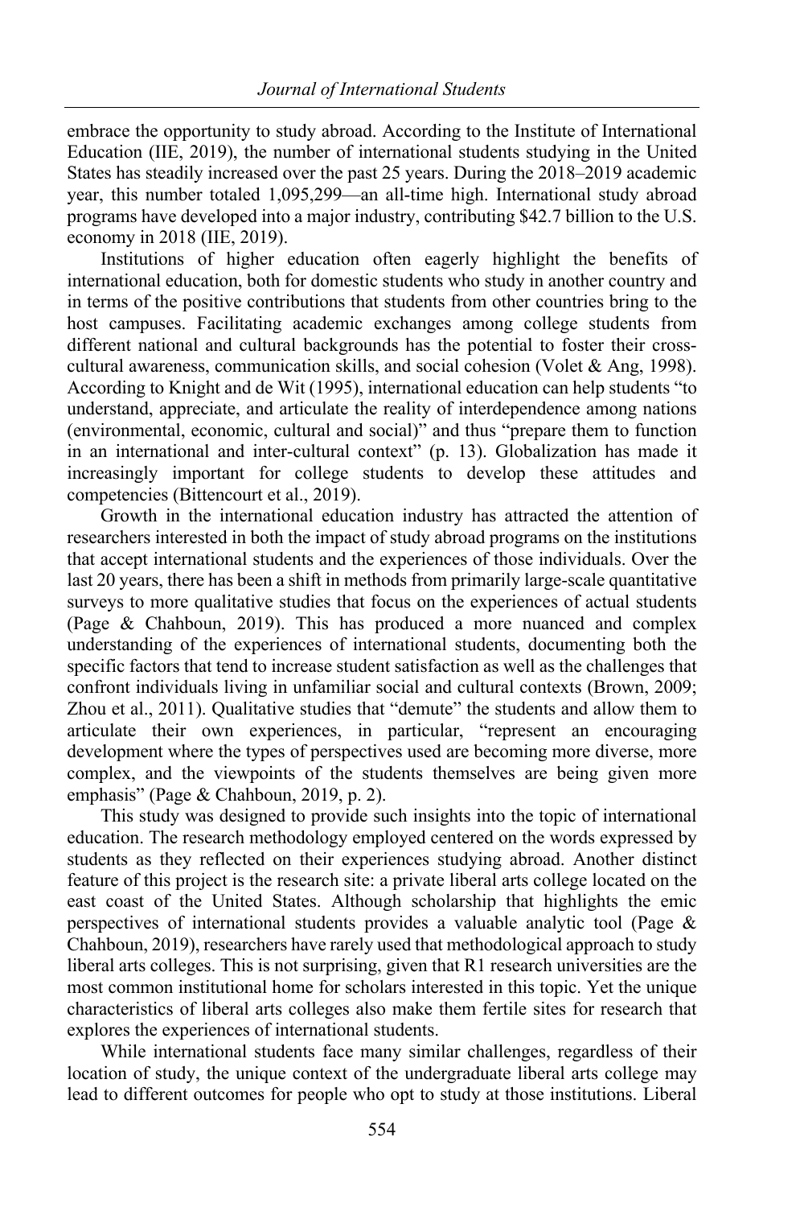embrace the opportunity to study abroad. According to the Institute of International Education (IIE, 2019), the number of international students studying in the United States has steadily increased over the past 25 years. During the 2018–2019 academic year, this number totaled 1,095,299—an all-time high. International study abroad programs have developed into a major industry, contributing $42.7 billion to the U.S. economy in 2018 (IIE, 2019).

Institutions of higher education often eagerly highlight the benefits of international education, both for domestic students who study in another country and in terms of the positive contributions that students from other countries bring to the host campuses. Facilitating academic exchanges among college students from different national and cultural backgrounds has the potential to foster their cross-cultural awareness, communication skills, and social cohesion (Volet & Ang, 1998). According to Knight and de Wit (1995), international education can help students "to understand, appreciate, and articulate the reality of interdependence among nations (environmental, economic, cultural and social)" and thus "prepare them to function in an international and inter-cultural context" (p. 13). Globalization has made it increasingly important for college students to develop these attitudes and competencies (Bittencourt et al., 2019).

Growth in the international education industry has attracted the attention of researchers interested in both the impact of study abroad programs on the institutions that accept international students and the experiences of those individuals. Over the last 20 years, there has been a shift in methods from primarily large-scale quantitative surveys to more qualitative studies that focus on the experiences of actual students (Page & Chahboun, 2019). This has produced a more nuanced and complex understanding of the experiences of international students, documenting both the specific factors that tend to increase student satisfaction as well as the challenges that confront individuals living in unfamiliar social and cultural contexts (Brown, 2009; Zhou et al., 2011). Qualitative studies that "demute" the students and allow them to articulate their own experiences, in particular, "represent an encouraging development where the types of perspectives used are becoming more diverse, more complex, and the viewpoints of the students themselves are being given more emphasis" (Page & Chahboun, 2019, p. 2).

This study was designed to provide such insights into the topic of international education. The research methodology employed centered on the words expressed by students as they reflected on their experiences studying abroad. Another distinct feature of this project is the research site: a private liberal arts college located on the east coast of the United States. Although scholarship that highlights the emic perspectives of international students provides a valuable analytic tool (Page & Chahboun, 2019), researchers have rarely used that methodological approach to study liberal arts colleges. This is not surprising, given that R1 research universities are the most common institutional home for scholars interested in this topic. Yet the unique characteristics of liberal arts colleges also make them fertile sites for research that explores the experiences of international students.

While international students face many similar challenges, regardless of their location of study, the unique context of the undergraduate liberal arts college may lead to different outcomes for people who opt to study at those institutions. Liberal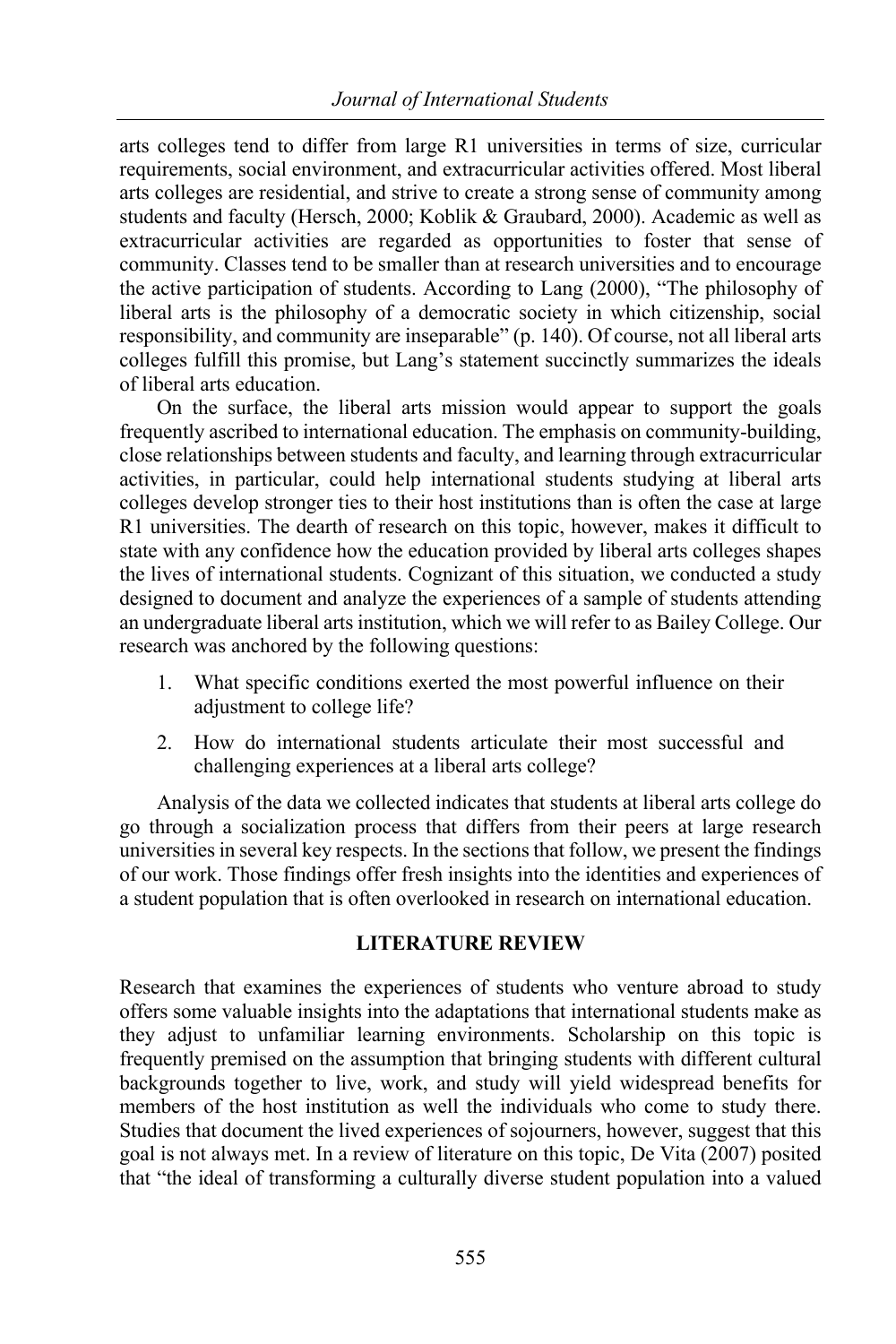arts colleges tend to differ from large R1 universities in terms of size, curricular requirements, social environment, and extracurricular activities offered. Most liberal arts colleges are residential, and strive to create a strong sense of community among students and faculty (Hersch, 2000; Koblik & Graubard, 2000). Academic as well as extracurricular activities are regarded as opportunities to foster that sense of community. Classes tend to be smaller than at research universities and to encourage the active participation of students. According to Lang (2000), "The philosophy of liberal arts is the philosophy of a democratic society in which citizenship, social responsibility, and community are inseparable" (p. 140). Of course, not all liberal arts colleges fulfill this promise, but Lang's statement succinctly summarizes the ideals of liberal arts education.

On the surface, the liberal arts mission would appear to support the goals frequently ascribed to international education. The emphasis on community-building, close relationships between students and faculty, and learning through extracurricular activities, in particular, could help international students studying at liberal arts colleges develop stronger ties to their host institutions than is often the case at large R1 universities. The dearth of research on this topic, however, makes it difficult to state with any confidence how the education provided by liberal arts colleges shapes the lives of international students. Cognizant of this situation, we conducted a study designed to document and analyze the experiences of a sample of students attending an undergraduate liberal arts institution, which we will refer to as Bailey College. Our research was anchored by the following questions:

1. What specific conditions exerted the most powerful influence on their adjustment to college life?
2. How do international students articulate their most successful and challenging experiences at a liberal arts college?

Analysis of the data we collected indicates that students at liberal arts college do go through a socialization process that differs from their peers at large research universities in several key respects. In the sections that follow, we present the findings of our work. Those findings offer fresh insights into the identities and experiences of a student population that is often overlooked in research on international education.

## LITERATURE REVIEW

Research that examines the experiences of students who venture abroad to study offers some valuable insights into the adaptations that international students make as they adjust to unfamiliar learning environments. Scholarship on this topic is frequently premised on the assumption that bringing students with different cultural backgrounds together to live, work, and study will yield widespread benefits for members of the host institution as well the individuals who come to study there. Studies that document the lived experiences of sojourners, however, suggest that this goal is not always met. In a review of literature on this topic, De Vita (2007) posited that "the ideal of transforming a culturally diverse student population into a valued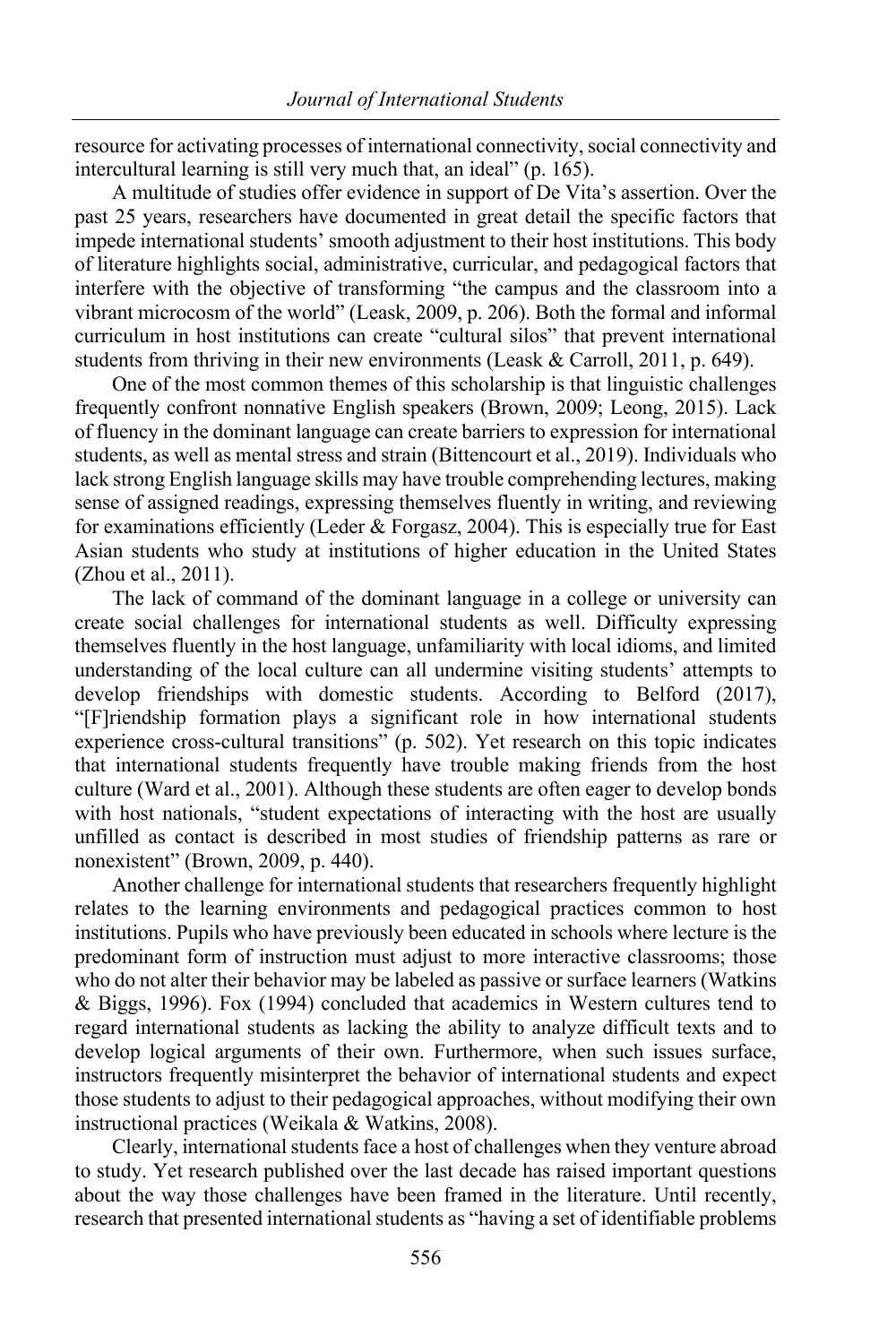resource for activating processes of international connectivity, social connectivity and intercultural learning is still very much that, an ideal" (p. 165).

A multitude of studies offer evidence in support of De Vita's assertion. Over the past 25 years, researchers have documented in great detail the specific factors that impede international students' smooth adjustment to their host institutions. This body of literature highlights social, administrative, curricular, and pedagogical factors that interfere with the objective of transforming "the campus and the classroom into a vibrant microcosm of the world" (Leask, 2009, p. 206). Both the formal and informal curriculum in host institutions can create "cultural silos" that prevent international students from thriving in their new environments (Leask & Carroll, 2011, p. 649).

One of the most common themes of this scholarship is that linguistic challenges frequently confront nonnative English speakers (Brown, 2009; Leong, 2015). Lack of fluency in the dominant language can create barriers to expression for international students, as well as mental stress and strain (Bittencourt et al., 2019). Individuals who lack strong English language skills may have trouble comprehending lectures, making sense of assigned readings, expressing themselves fluently in writing, and reviewing for examinations efficiently (Leder & Forgasz, 2004). This is especially true for East Asian students who study at institutions of higher education in the United States (Zhou et al., 2011).

The lack of command of the dominant language in a college or university can create social challenges for international students as well. Difficulty expressing themselves fluently in the host language, unfamiliarity with local idioms, and limited understanding of the local culture can all undermine visiting students' attempts to develop friendships with domestic students. According to Belford (2017), "[F]riendship formation plays a significant role in how international students experience cross-cultural transitions" (p. 502). Yet research on this topic indicates that international students frequently have trouble making friends from the host culture (Ward et al., 2001). Although these students are often eager to develop bonds with host nationals, "student expectations of interacting with the host are usually unfilled as contact is described in most studies of friendship patterns as rare or nonexistent" (Brown, 2009, p. 440).

Another challenge for international students that researchers frequently highlight relates to the learning environments and pedagogical practices common to host institutions. Pupils who have previously been educated in schools where lecture is the predominant form of instruction must adjust to more interactive classrooms; those who do not alter their behavior may be labeled as passive or surface learners (Watkins & Biggs, 1996). Fox (1994) concluded that academics in Western cultures tend to regard international students as lacking the ability to analyze difficult texts and to develop logical arguments of their own. Furthermore, when such issues surface, instructors frequently misinterpret the behavior of international students and expect those students to adjust to their pedagogical approaches, without modifying their own instructional practices (Weikala & Watkins, 2008).

Clearly, international students face a host of challenges when they venture abroad to study. Yet research published over the last decade has raised important questions about the way those challenges have been framed in the literature. Until recently, research that presented international students as "having a set of identifiable problems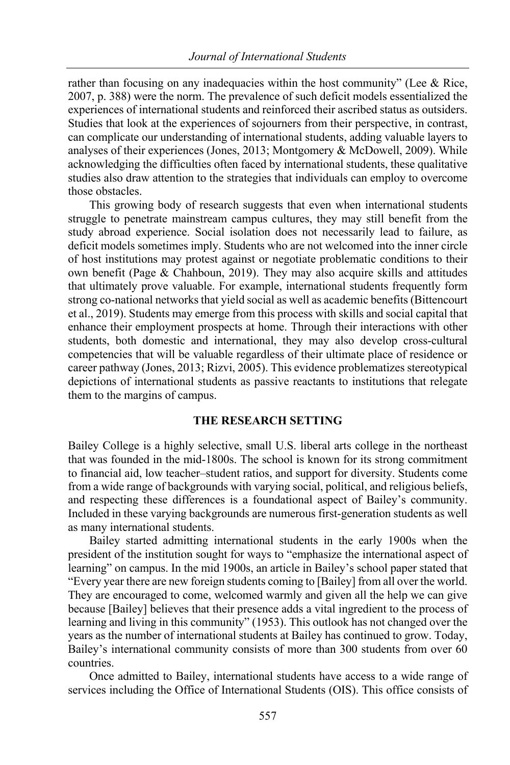rather than focusing on any inadequacies within the host community" (Lee & Rice, 2007, p. 388) were the norm. The prevalence of such deficit models essentialized the experiences of international students and reinforced their ascribed status as outsiders. Studies that look at the experiences of sojourners from their perspective, in contrast, can complicate our understanding of international students, adding valuable layers to analyses of their experiences (Jones, 2013; Montgomery & McDowell, 2009). While acknowledging the difficulties often faced by international students, these qualitative studies also draw attention to the strategies that individuals can employ to overcome those obstacles.

This growing body of research suggests that even when international students struggle to penetrate mainstream campus cultures, they may still benefit from the study abroad experience. Social isolation does not necessarily lead to failure, as deficit models sometimes imply. Students who are not welcomed into the inner circle of host institutions may protest against or negotiate problematic conditions to their own benefit (Page & Chahboun, 2019). They may also acquire skills and attitudes that ultimately prove valuable. For example, international students frequently form strong co-national networks that yield social as well as academic benefits (Bittencourt et al., 2019). Students may emerge from this process with skills and social capital that enhance their employment prospects at home. Through their interactions with other students, both domestic and international, they may also develop cross-cultural competencies that will be valuable regardless of their ultimate place of residence or career pathway (Jones, 2013; Rizvi, 2005). This evidence problematizes stereotypical depictions of international students as passive reactants to institutions that relegate them to the margins of campus.

## THE RESEARCH SETTING

Bailey College is a highly selective, small U.S. liberal arts college in the northeast that was founded in the mid-1800s. The school is known for its strong commitment to financial aid, low teacher–student ratios, and support for diversity. Students come from a wide range of backgrounds with varying social, political, and religious beliefs, and respecting these differences is a foundational aspect of Bailey's community. Included in these varying backgrounds are numerous first-generation students as well as many international students.

Bailey started admitting international students in the early 1900s when the president of the institution sought for ways to "emphasize the international aspect of learning" on campus. In the mid 1900s, an article in Bailey's school paper stated that "Every year there are new foreign students coming to [Bailey] from all over the world. They are encouraged to come, welcomed warmly and given all the help we can give because [Bailey] believes that their presence adds a vital ingredient to the process of learning and living in this community" (1953). This outlook has not changed over the years as the number of international students at Bailey has continued to grow. Today, Bailey's international community consists of more than 300 students from over 60 countries.

Once admitted to Bailey, international students have access to a wide range of services including the Office of International Students (OIS). This office consists of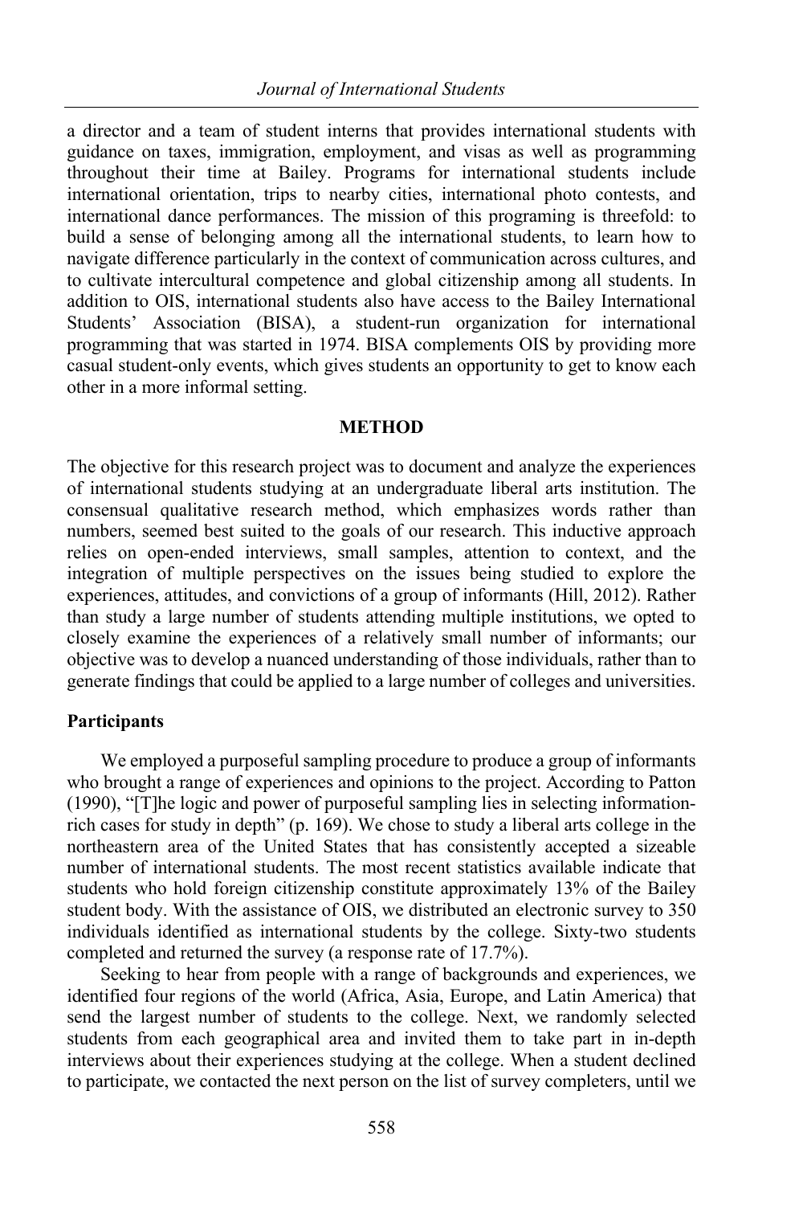a director and a team of student interns that provides international students with guidance on taxes, immigration, employment, and visas as well as programming throughout their time at Bailey. Programs for international students include international orientation, trips to nearby cities, international photo contests, and international dance performances. The mission of this programing is threefold: to build a sense of belonging among all the international students, to learn how to navigate difference particularly in the context of communication across cultures, and to cultivate intercultural competence and global citizenship among all students. In addition to OIS, international students also have access to the Bailey International Students' Association (BISA), a student-run organization for international programming that was started in 1974. BISA complements OIS by providing more casual student-only events, which gives students an opportunity to get to know each other in a more informal setting.

## METHOD

The objective for this research project was to document and analyze the experiences of international students studying at an undergraduate liberal arts institution. The consensual qualitative research method, which emphasizes words rather than numbers, seemed best suited to the goals of our research. This inductive approach relies on open-ended interviews, small samples, attention to context, and the integration of multiple perspectives on the issues being studied to explore the experiences, attitudes, and convictions of a group of informants (Hill, 2012). Rather than study a large number of students attending multiple institutions, we opted to closely examine the experiences of a relatively small number of informants; our objective was to develop a nuanced understanding of those individuals, rather than to generate findings that could be applied to a large number of colleges and universities.

### Participants

We employed a purposeful sampling procedure to produce a group of informants who brought a range of experiences and opinions to the project. According to Patton (1990), "[T]he logic and power of purposeful sampling lies in selecting information-rich cases for study in depth" (p. 169). We chose to study a liberal arts college in the northeastern area of the United States that has consistently accepted a sizeable number of international students. The most recent statistics available indicate that students who hold foreign citizenship constitute approximately 13% of the Bailey student body. With the assistance of OIS, we distributed an electronic survey to 350 individuals identified as international students by the college. Sixty-two students completed and returned the survey (a response rate of 17.7%).

Seeking to hear from people with a range of backgrounds and experiences, we identified four regions of the world (Africa, Asia, Europe, and Latin America) that send the largest number of students to the college. Next, we randomly selected students from each geographical area and invited them to take part in in-depth interviews about their experiences studying at the college. When a student declined to participate, we contacted the next person on the list of survey completers, until we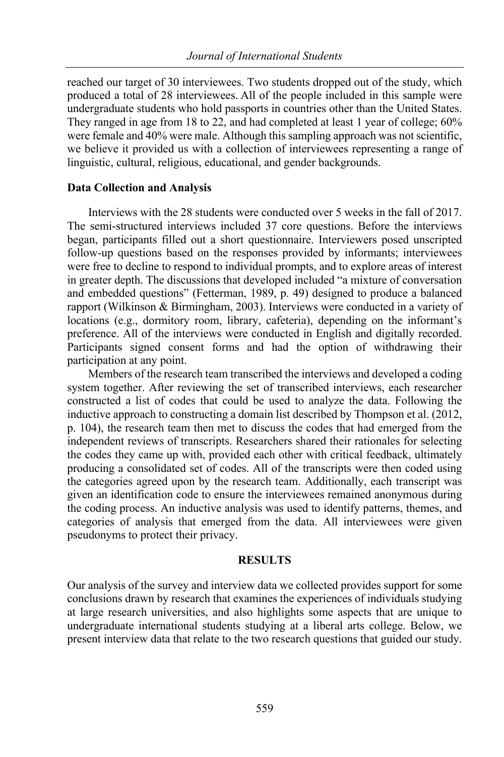reached our target of 30 interviewees. Two students dropped out of the study, which produced a total of 28 interviewees. All of the people included in this sample were undergraduate students who hold passports in countries other than the United States. They ranged in age from 18 to 22, and had completed at least 1 year of college; 60% were female and 40% were male. Although this sampling approach was not scientific, we believe it provided us with a collection of interviewees representing a range of linguistic, cultural, religious, educational, and gender backgrounds.

### Data Collection and Analysis

Interviews with the 28 students were conducted over 5 weeks in the fall of 2017. The semi-structured interviews included 37 core questions. Before the interviews began, participants filled out a short questionnaire. Interviewers posed unscripted follow-up questions based on the responses provided by informants; interviewees were free to decline to respond to individual prompts, and to explore areas of interest in greater depth. The discussions that developed included "a mixture of conversation and embedded questions" (Fetterman, 1989, p. 49) designed to produce a balanced rapport (Wilkinson & Birmingham, 2003). Interviews were conducted in a variety of locations (e.g., dormitory room, library, cafeteria), depending on the informant's preference. All of the interviews were conducted in English and digitally recorded. Participants signed consent forms and had the option of withdrawing their participation at any point.

Members of the research team transcribed the interviews and developed a coding system together. After reviewing the set of transcribed interviews, each researcher constructed a list of codes that could be used to analyze the data. Following the inductive approach to constructing a domain list described by Thompson et al. (2012, p. 104), the research team then met to discuss the codes that had emerged from the independent reviews of transcripts. Researchers shared their rationales for selecting the codes they came up with, provided each other with critical feedback, ultimately producing a consolidated set of codes. All of the transcripts were then coded using the categories agreed upon by the research team. Additionally, each transcript was given an identification code to ensure the interviewees remained anonymous during the coding process. An inductive analysis was used to identify patterns, themes, and categories of analysis that emerged from the data. All interviewees were given pseudonyms to protect their privacy.

## RESULTS

Our analysis of the survey and interview data we collected provides support for some conclusions drawn by research that examines the experiences of individuals studying at large research universities, and also highlights some aspects that are unique to undergraduate international students studying at a liberal arts college. Below, we present interview data that relate to the two research questions that guided our study.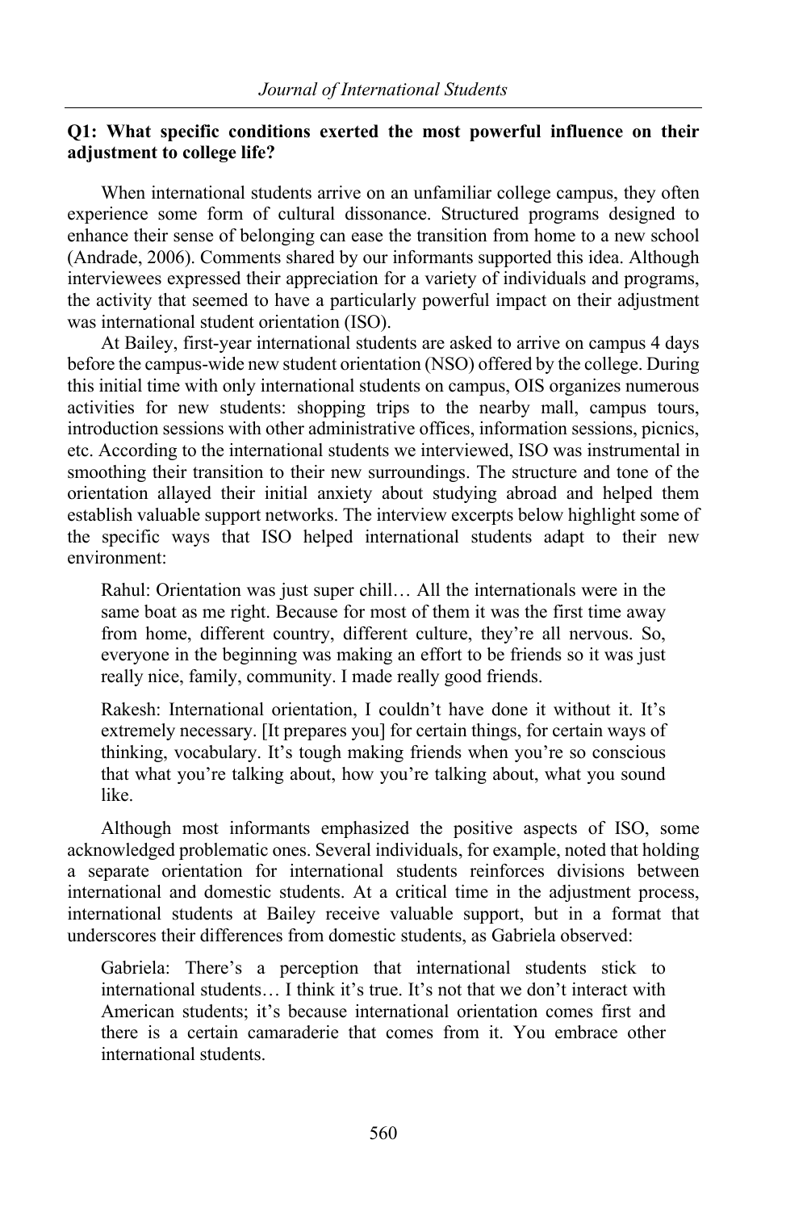**Q1: What specific conditions exerted the most powerful influence on their adjustment to college life?**

When international students arrive on an unfamiliar college campus, they often experience some form of cultural dissonance. Structured programs designed to enhance their sense of belonging can ease the transition from home to a new school (Andrade, 2006). Comments shared by our informants supported this idea. Although interviewees expressed their appreciation for a variety of individuals and programs, the activity that seemed to have a particularly powerful impact on their adjustment was international student orientation (ISO).

At Bailey, first-year international students are asked to arrive on campus 4 days before the campus-wide new student orientation (NSO) offered by the college. During this initial time with only international students on campus, OIS organizes numerous activities for new students: shopping trips to the nearby mall, campus tours, introduction sessions with other administrative offices, information sessions, picnics, etc. According to the international students we interviewed, ISO was instrumental in smoothing their transition to their new surroundings. The structure and tone of the orientation allayed their initial anxiety about studying abroad and helped them establish valuable support networks. The interview excerpts below highlight some of the specific ways that ISO helped international students adapt to their new environment:

> Rahul: Orientation was just super chill… All the internationals were in the same boat as me right. Because for most of them it was the first time away from home, different country, different culture, they're all nervous. So, everyone in the beginning was making an effort to be friends so it was just really nice, family, community. I made really good friends.

> Rakesh: International orientation, I couldn't have done it without it. It's extremely necessary. [It prepares you] for certain things, for certain ways of thinking, vocabulary. It's tough making friends when you're so conscious that what you're talking about, how you're talking about, what you sound like.

Although most informants emphasized the positive aspects of ISO, some acknowledged problematic ones. Several individuals, for example, noted that holding a separate orientation for international students reinforces divisions between international and domestic students. At a critical time in the adjustment process, international students at Bailey receive valuable support, but in a format that underscores their differences from domestic students, as Gabriela observed:

> Gabriela: There's a perception that international students stick to international students… I think it's true. It's not that we don't interact with American students; it's because international orientation comes first and there is a certain camaraderie that comes from it. You embrace other international students.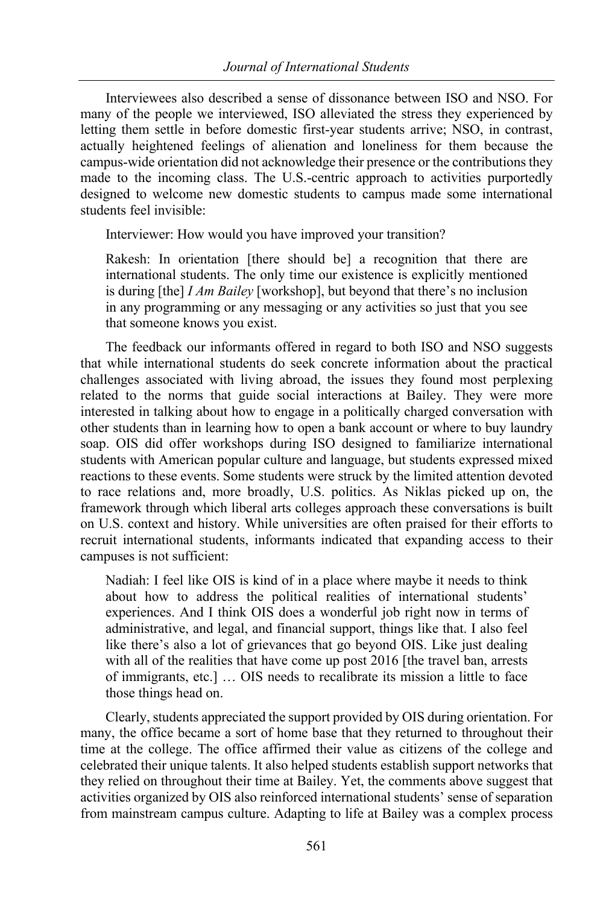Interviewees also described a sense of dissonance between ISO and NSO. For many of the people we interviewed, ISO alleviated the stress they experienced by letting them settle in before domestic first-year students arrive; NSO, in contrast, actually heightened feelings of alienation and loneliness for them because the campus-wide orientation did not acknowledge their presence or the contributions they made to the incoming class. The U.S.-centric approach to activities purportedly designed to welcome new domestic students to campus made some international students feel invisible:

> Interviewer: How would you have improved your transition?
>
> Rakesh: In orientation [there should be] a recognition that there are international students. The only time our existence is explicitly mentioned is during [the] *I Am Bailey* [workshop], but beyond that there's no inclusion in any programming or any messaging or any activities so just that you see that someone knows you exist.

The feedback our informants offered in regard to both ISO and NSO suggests that while international students do seek concrete information about the practical challenges associated with living abroad, the issues they found most perplexing related to the norms that guide social interactions at Bailey. They were more interested in talking about how to engage in a politically charged conversation with other students than in learning how to open a bank account or where to buy laundry soap. OIS did offer workshops during ISO designed to familiarize international students with American popular culture and language, but students expressed mixed reactions to these events. Some students were struck by the limited attention devoted to race relations and, more broadly, U.S. politics. As Niklas picked up on, the framework through which liberal arts colleges approach these conversations is built on U.S. context and history. While universities are often praised for their efforts to recruit international students, informants indicated that expanding access to their campuses is not sufficient:

> Nadiah: I feel like OIS is kind of in a place where maybe it needs to think about how to address the political realities of international students' experiences. And I think OIS does a wonderful job right now in terms of administrative, and legal, and financial support, things like that. I also feel like there's also a lot of grievances that go beyond OIS. Like just dealing with all of the realities that have come up post 2016 [the travel ban, arrests of immigrants, etc.] … OIS needs to recalibrate its mission a little to face those things head on.

Clearly, students appreciated the support provided by OIS during orientation. For many, the office became a sort of home base that they returned to throughout their time at the college. The office affirmed their value as citizens of the college and celebrated their unique talents. It also helped students establish support networks that they relied on throughout their time at Bailey. Yet, the comments above suggest that activities organized by OIS also reinforced international students' sense of separation from mainstream campus culture. Adapting to life at Bailey was a complex process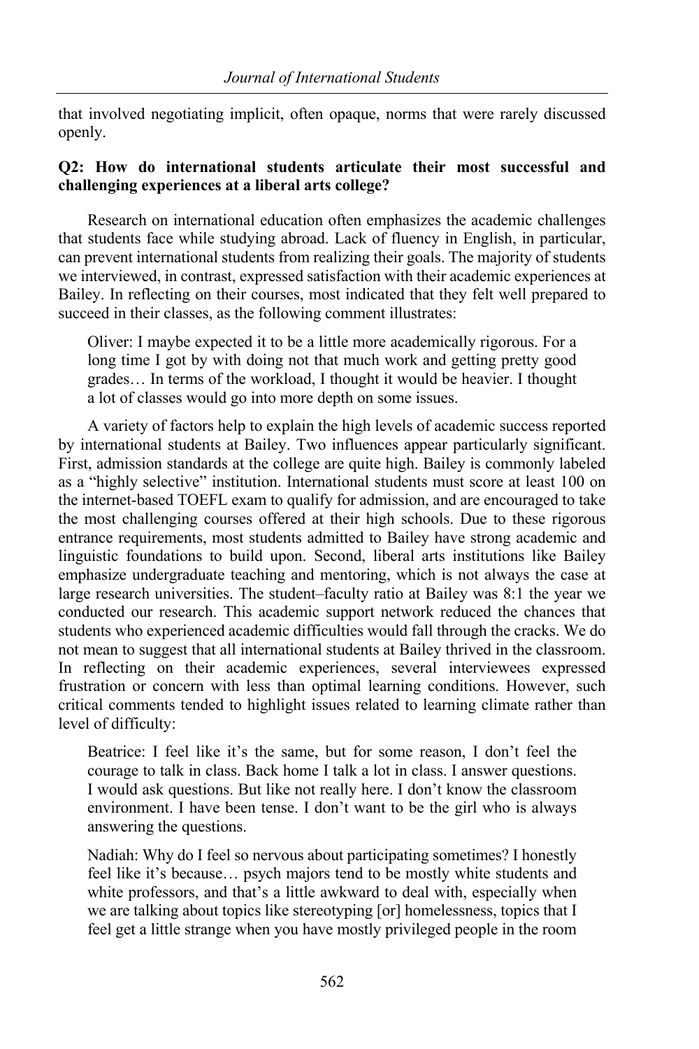that involved negotiating implicit, often opaque, norms that were rarely discussed openly.

**Q2: How do international students articulate their most successful and challenging experiences at a liberal arts college?**

Research on international education often emphasizes the academic challenges that students face while studying abroad. Lack of fluency in English, in particular, can prevent international students from realizing their goals. The majority of students we interviewed, in contrast, expressed satisfaction with their academic experiences at Bailey. In reflecting on their courses, most indicated that they felt well prepared to succeed in their classes, as the following comment illustrates:

> Oliver: I maybe expected it to be a little more academically rigorous. For a long time I got by with doing not that much work and getting pretty good grades… In terms of the workload, I thought it would be heavier. I thought a lot of classes would go into more depth on some issues.

A variety of factors help to explain the high levels of academic success reported by international students at Bailey. Two influences appear particularly significant. First, admission standards at the college are quite high. Bailey is commonly labeled as a "highly selective" institution. International students must score at least 100 on the internet-based TOEFL exam to qualify for admission, and are encouraged to take the most challenging courses offered at their high schools. Due to these rigorous entrance requirements, most students admitted to Bailey have strong academic and linguistic foundations to build upon. Second, liberal arts institutions like Bailey emphasize undergraduate teaching and mentoring, which is not always the case at large research universities. The student–faculty ratio at Bailey was 8:1 the year we conducted our research. This academic support network reduced the chances that students who experienced academic difficulties would fall through the cracks. We do not mean to suggest that all international students at Bailey thrived in the classroom. In reflecting on their academic experiences, several interviewees expressed frustration or concern with less than optimal learning conditions. However, such critical comments tended to highlight issues related to learning climate rather than level of difficulty:

> Beatrice: I feel like it's the same, but for some reason, I don't feel the courage to talk in class. Back home I talk a lot in class. I answer questions. I would ask questions. But like not really here. I don't know the classroom environment. I have been tense. I don't want to be the girl who is always answering the questions.

> Nadiah: Why do I feel so nervous about participating sometimes? I honestly feel like it's because… psych majors tend to be mostly white students and white professors, and that's a little awkward to deal with, especially when we are talking about topics like stereotyping [or] homelessness, topics that I feel get a little strange when you have mostly privileged people in the room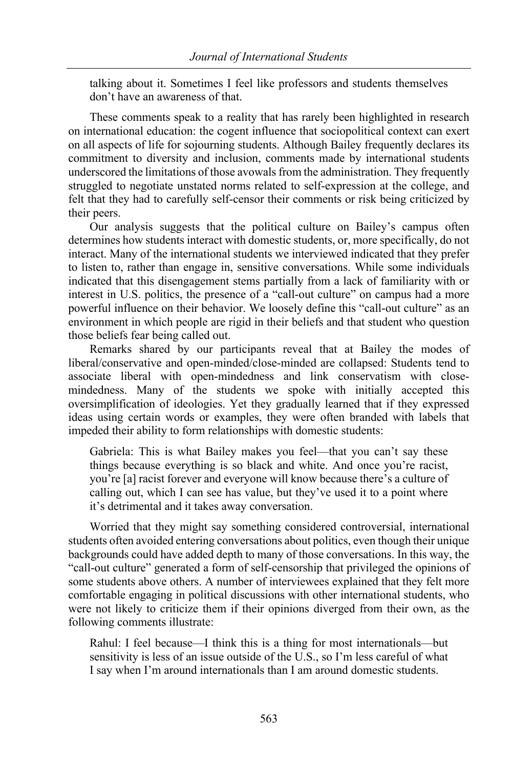talking about it. Sometimes I feel like professors and students themselves don't have an awareness of that.

These comments speak to a reality that has rarely been highlighted in research on international education: the cogent influence that sociopolitical context can exert on all aspects of life for sojourning students. Although Bailey frequently declares its commitment to diversity and inclusion, comments made by international students underscored the limitations of those avowals from the administration. They frequently struggled to negotiate unstated norms related to self-expression at the college, and felt that they had to carefully self-censor their comments or risk being criticized by their peers.

Our analysis suggests that the political culture on Bailey's campus often determines how students interact with domestic students, or, more specifically, do not interact. Many of the international students we interviewed indicated that they prefer to listen to, rather than engage in, sensitive conversations. While some individuals indicated that this disengagement stems partially from a lack of familiarity with or interest in U.S. politics, the presence of a "call-out culture" on campus had a more powerful influence on their behavior. We loosely define this "call-out culture" as an environment in which people are rigid in their beliefs and that student who question those beliefs fear being called out.

Remarks shared by our participants reveal that at Bailey the modes of liberal/conservative and open-minded/close-minded are collapsed: Students tend to associate liberal with open-mindedness and link conservatism with close-mindedness. Many of the students we spoke with initially accepted this oversimplification of ideologies. Yet they gradually learned that if they expressed ideas using certain words or examples, they were often branded with labels that impeded their ability to form relationships with domestic students:

> Gabriela: This is what Bailey makes you feel—that you can't say these things because everything is so black and white. And once you're racist, you're [a] racist forever and everyone will know because there's a culture of calling out, which I can see has value, but they've used it to a point where it's detrimental and it takes away conversation.

Worried that they might say something considered controversial, international students often avoided entering conversations about politics, even though their unique backgrounds could have added depth to many of those conversations. In this way, the "call-out culture" generated a form of self-censorship that privileged the opinions of some students above others. A number of interviewees explained that they felt more comfortable engaging in political discussions with other international students, who were not likely to criticize them if their opinions diverged from their own, as the following comments illustrate:

> Rahul: I feel because—I think this is a thing for most internationals—but sensitivity is less of an issue outside of the U.S., so I'm less careful of what I say when I'm around internationals than I am around domestic students.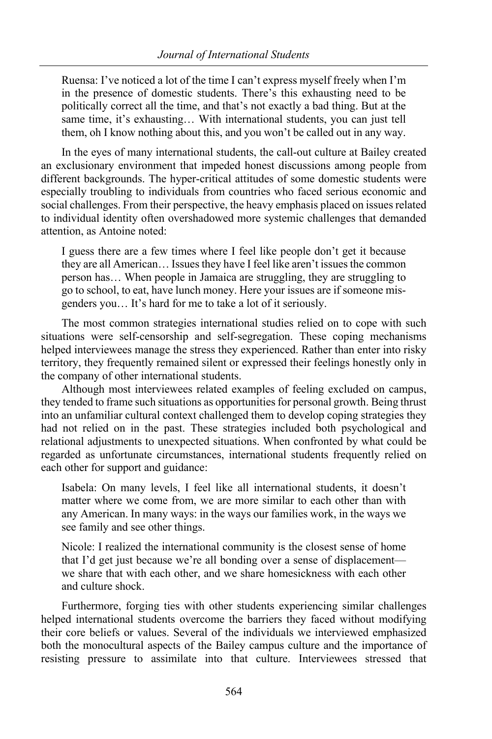> Ruensa: I've noticed a lot of the time I can't express myself freely when I'm in the presence of domestic students. There's this exhausting need to be politically correct all the time, and that's not exactly a bad thing. But at the same time, it's exhausting… With international students, you can just tell them, oh I know nothing about this, and you won't be called out in any way.

In the eyes of many international students, the call-out culture at Bailey created an exclusionary environment that impeded honest discussions among people from different backgrounds. The hyper-critical attitudes of some domestic students were especially troubling to individuals from countries who faced serious economic and social challenges. From their perspective, the heavy emphasis placed on issues related to individual identity often overshadowed more systemic challenges that demanded attention, as Antoine noted:

> I guess there are a few times where I feel like people don't get it because they are all American… Issues they have I feel like aren't issues the common person has… When people in Jamaica are struggling, they are struggling to go to school, to eat, have lunch money. Here your issues are if someone misgenders you… It's hard for me to take a lot of it seriously.

The most common strategies international studies relied on to cope with such situations were self-censorship and self-segregation. These coping mechanisms helped interviewees manage the stress they experienced. Rather than enter into risky territory, they frequently remained silent or expressed their feelings honestly only in the company of other international students.

Although most interviewees related examples of feeling excluded on campus, they tended to frame such situations as opportunities for personal growth. Being thrust into an unfamiliar cultural context challenged them to develop coping strategies they had not relied on in the past. These strategies included both psychological and relational adjustments to unexpected situations. When confronted by what could be regarded as unfortunate circumstances, international students frequently relied on each other for support and guidance:

> Isabela: On many levels, I feel like all international students, it doesn't matter where we come from, we are more similar to each other than with any American. In many ways: in the ways our families work, in the ways we see family and see other things.

> Nicole: I realized the international community is the closest sense of home that I'd get just because we're all bonding over a sense of displacement—we share that with each other, and we share homesickness with each other and culture shock.

Furthermore, forging ties with other students experiencing similar challenges helped international students overcome the barriers they faced without modifying their core beliefs or values. Several of the individuals we interviewed emphasized both the monocultural aspects of the Bailey campus culture and the importance of resisting pressure to assimilate into that culture. Interviewees stressed that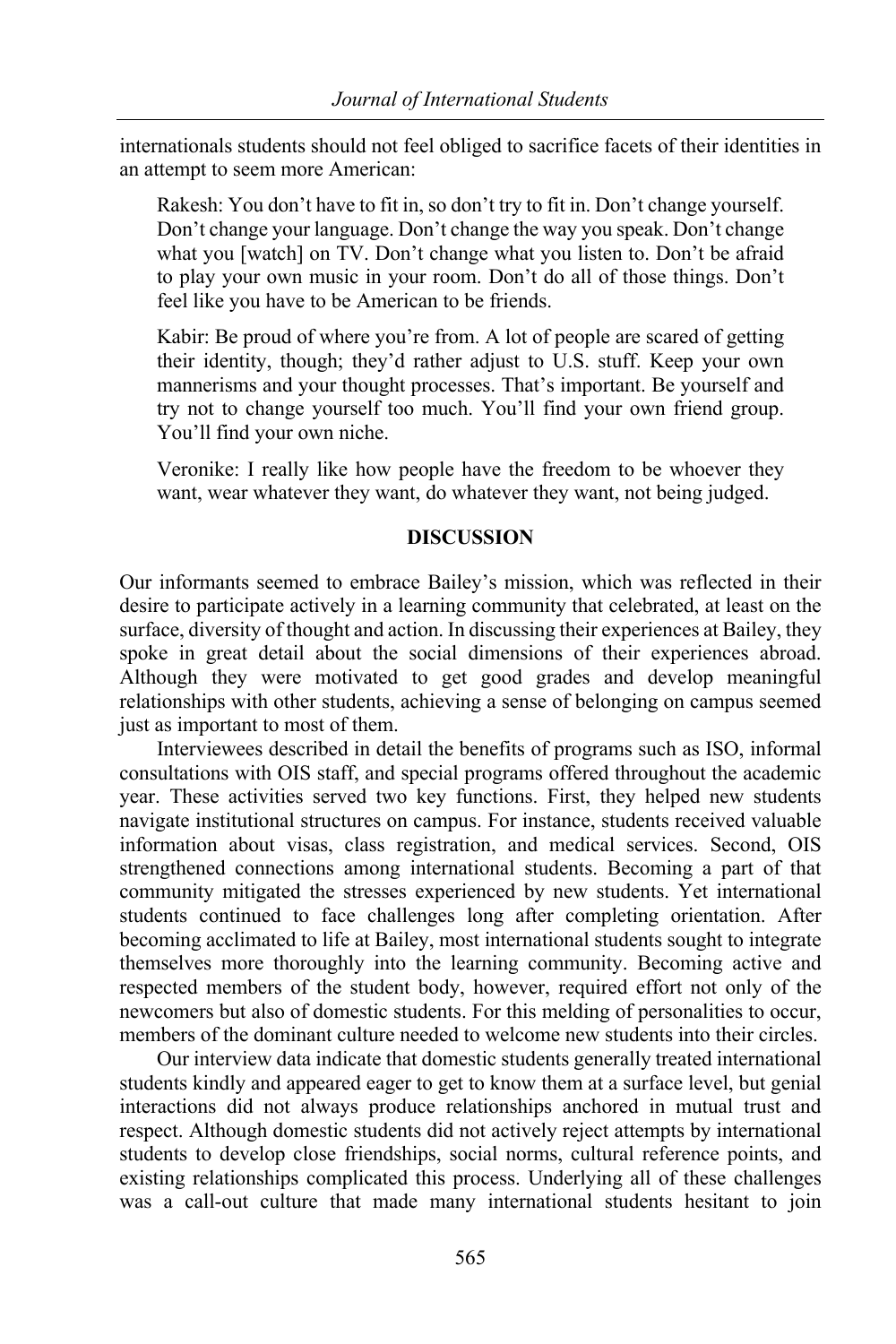internationals students should not feel obliged to sacrifice facets of their identities in an attempt to seem more American:

> Rakesh: You don't have to fit in, so don't try to fit in. Don't change yourself. Don't change your language. Don't change the way you speak. Don't change what you [watch] on TV. Don't change what you listen to. Don't be afraid to play your own music in your room. Don't do all of those things. Don't feel like you have to be American to be friends.

> Kabir: Be proud of where you're from. A lot of people are scared of getting their identity, though; they'd rather adjust to U.S. stuff. Keep your own mannerisms and your thought processes. That's important. Be yourself and try not to change yourself too much. You'll find your own friend group. You'll find your own niche.

> Veronike: I really like how people have the freedom to be whoever they want, wear whatever they want, do whatever they want, not being judged.

## DISCUSSION

Our informants seemed to embrace Bailey's mission, which was reflected in their desire to participate actively in a learning community that celebrated, at least on the surface, diversity of thought and action. In discussing their experiences at Bailey, they spoke in great detail about the social dimensions of their experiences abroad. Although they were motivated to get good grades and develop meaningful relationships with other students, achieving a sense of belonging on campus seemed just as important to most of them.

Interviewees described in detail the benefits of programs such as ISO, informal consultations with OIS staff, and special programs offered throughout the academic year. These activities served two key functions. First, they helped new students navigate institutional structures on campus. For instance, students received valuable information about visas, class registration, and medical services. Second, OIS strengthened connections among international students. Becoming a part of that community mitigated the stresses experienced by new students. Yet international students continued to face challenges long after completing orientation. After becoming acclimated to life at Bailey, most international students sought to integrate themselves more thoroughly into the learning community. Becoming active and respected members of the student body, however, required effort not only of the newcomers but also of domestic students. For this melding of personalities to occur, members of the dominant culture needed to welcome new students into their circles.

Our interview data indicate that domestic students generally treated international students kindly and appeared eager to get to know them at a surface level, but genial interactions did not always produce relationships anchored in mutual trust and respect. Although domestic students did not actively reject attempts by international students to develop close friendships, social norms, cultural reference points, and existing relationships complicated this process. Underlying all of these challenges was a call-out culture that made many international students hesitant to join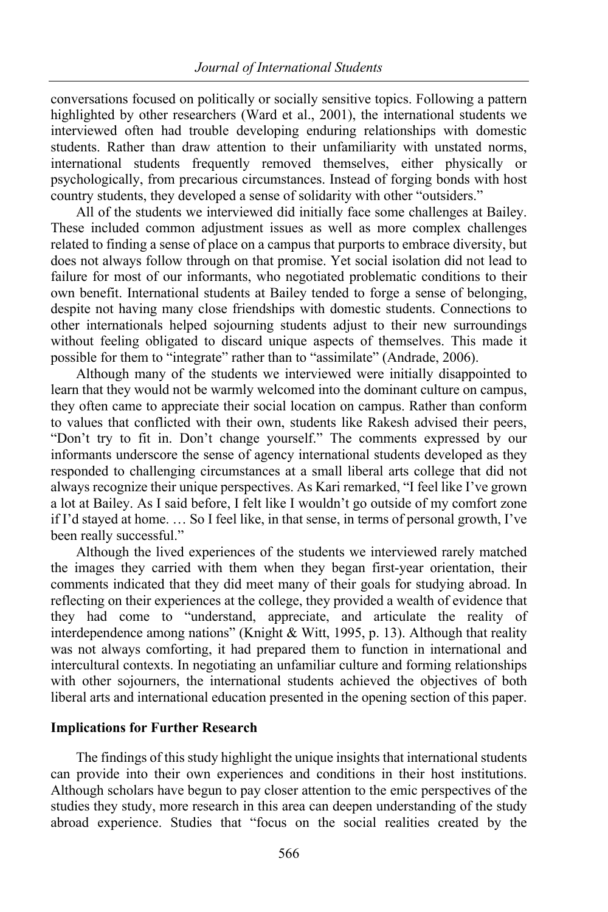conversations focused on politically or socially sensitive topics. Following a pattern highlighted by other researchers (Ward et al., 2001), the international students we interviewed often had trouble developing enduring relationships with domestic students. Rather than draw attention to their unfamiliarity with unstated norms, international students frequently removed themselves, either physically or psychologically, from precarious circumstances. Instead of forging bonds with host country students, they developed a sense of solidarity with other "outsiders."

All of the students we interviewed did initially face some challenges at Bailey. These included common adjustment issues as well as more complex challenges related to finding a sense of place on a campus that purports to embrace diversity, but does not always follow through on that promise. Yet social isolation did not lead to failure for most of our informants, who negotiated problematic conditions to their own benefit. International students at Bailey tended to forge a sense of belonging, despite not having many close friendships with domestic students. Connections to other internationals helped sojourning students adjust to their new surroundings without feeling obligated to discard unique aspects of themselves. This made it possible for them to "integrate" rather than to "assimilate" (Andrade, 2006).

Although many of the students we interviewed were initially disappointed to learn that they would not be warmly welcomed into the dominant culture on campus, they often came to appreciate their social location on campus. Rather than conform to values that conflicted with their own, students like Rakesh advised their peers, "Don't try to fit in. Don't change yourself." The comments expressed by our informants underscore the sense of agency international students developed as they responded to challenging circumstances at a small liberal arts college that did not always recognize their unique perspectives. As Kari remarked, "I feel like I've grown a lot at Bailey. As I said before, I felt like I wouldn't go outside of my comfort zone if I'd stayed at home. … So I feel like, in that sense, in terms of personal growth, I've been really successful."

Although the lived experiences of the students we interviewed rarely matched the images they carried with them when they began first-year orientation, their comments indicated that they did meet many of their goals for studying abroad. In reflecting on their experiences at the college, they provided a wealth of evidence that they had come to "understand, appreciate, and articulate the reality of interdependence among nations" (Knight & Witt, 1995, p. 13). Although that reality was not always comforting, it had prepared them to function in international and intercultural contexts. In negotiating an unfamiliar culture and forming relationships with other sojourners, the international students achieved the objectives of both liberal arts and international education presented in the opening section of this paper.

**Implications for Further Research**

The findings of this study highlight the unique insights that international students can provide into their own experiences and conditions in their host institutions. Although scholars have begun to pay closer attention to the emic perspectives of the studies they study, more research in this area can deepen understanding of the study abroad experience. Studies that "focus on the social realities created by the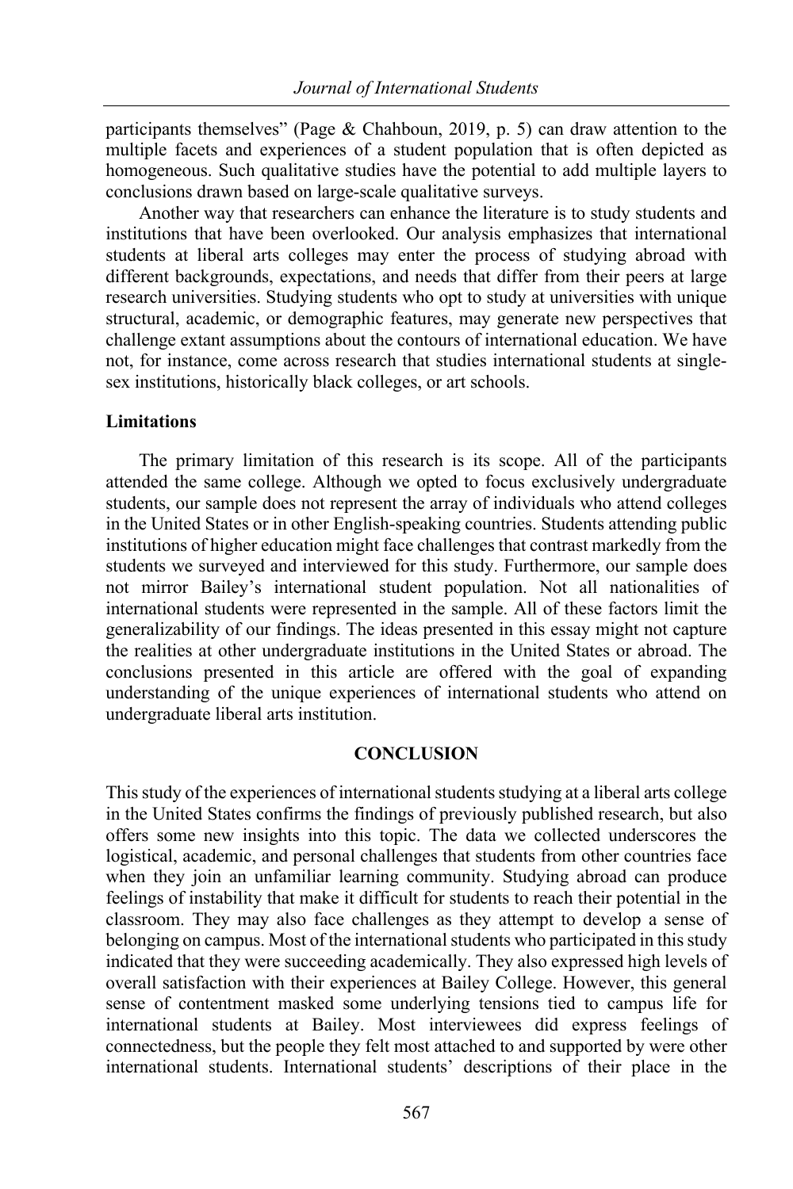participants themselves" (Page & Chahboun, 2019, p. 5) can draw attention to the multiple facets and experiences of a student population that is often depicted as homogeneous. Such qualitative studies have the potential to add multiple layers to conclusions drawn based on large-scale qualitative surveys.

Another way that researchers can enhance the literature is to study students and institutions that have been overlooked. Our analysis emphasizes that international students at liberal arts colleges may enter the process of studying abroad with different backgrounds, expectations, and needs that differ from their peers at large research universities. Studying students who opt to study at universities with unique structural, academic, or demographic features, may generate new perspectives that challenge extant assumptions about the contours of international education. We have not, for instance, come across research that studies international students at single-sex institutions, historically black colleges, or art schools.

### Limitations

The primary limitation of this research is its scope. All of the participants attended the same college. Although we opted to focus exclusively undergraduate students, our sample does not represent the array of individuals who attend colleges in the United States or in other English-speaking countries. Students attending public institutions of higher education might face challenges that contrast markedly from the students we surveyed and interviewed for this study. Furthermore, our sample does not mirror Bailey's international student population. Not all nationalities of international students were represented in the sample. All of these factors limit the generalizability of our findings. The ideas presented in this essay might not capture the realities at other undergraduate institutions in the United States or abroad. The conclusions presented in this article are offered with the goal of expanding understanding of the unique experiences of international students who attend on undergraduate liberal arts institution.

## CONCLUSION

This study of the experiences of international students studying at a liberal arts college in the United States confirms the findings of previously published research, but also offers some new insights into this topic. The data we collected underscores the logistical, academic, and personal challenges that students from other countries face when they join an unfamiliar learning community. Studying abroad can produce feelings of instability that make it difficult for students to reach their potential in the classroom. They may also face challenges as they attempt to develop a sense of belonging on campus. Most of the international students who participated in this study indicated that they were succeeding academically. They also expressed high levels of overall satisfaction with their experiences at Bailey College. However, this general sense of contentment masked some underlying tensions tied to campus life for international students at Bailey. Most interviewees did express feelings of connectedness, but the people they felt most attached to and supported by were other international students. International students' descriptions of their place in the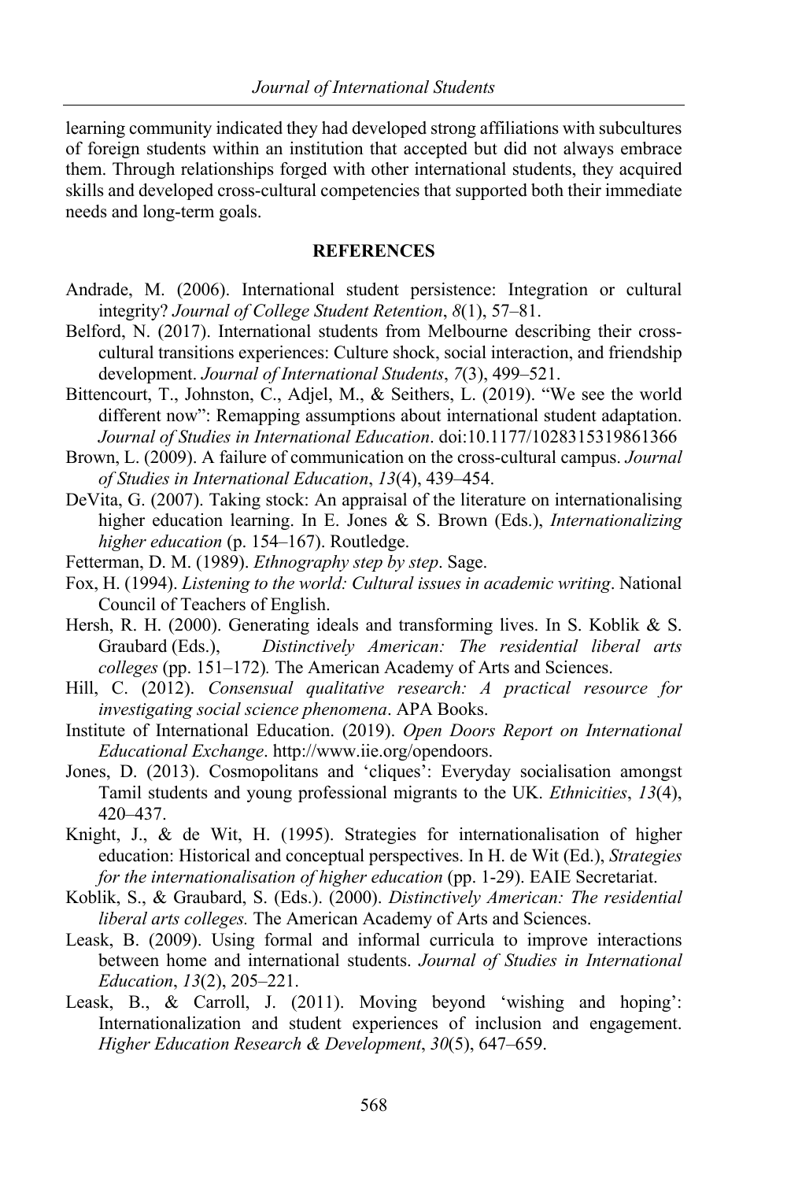learning community indicated they had developed strong affiliations with subcultures of foreign students within an institution that accepted but did not always embrace them. Through relationships forged with other international students, they acquired skills and developed cross-cultural competencies that supported both their immediate needs and long-term goals.

## REFERENCES

Andrade, M. (2006). International student persistence: Integration or cultural integrity? *Journal of College Student Retention*, *8*(1), 57–81.

Belford, N. (2017). International students from Melbourne describing their cross-cultural transitions experiences: Culture shock, social interaction, and friendship development. *Journal of International Students*, *7*(3), 499–521.

Bittencourt, T., Johnston, C., Adjel, M., & Seithers, L. (2019). "We see the world different now": Remapping assumptions about international student adaptation. *Journal of Studies in International Education*. doi:10.1177/1028315319861366

Brown, L. (2009). A failure of communication on the cross-cultural campus. *Journal of Studies in International Education*, *13*(4), 439–454.

DeVita, G. (2007). Taking stock: An appraisal of the literature on internationalising higher education learning. In E. Jones & S. Brown (Eds.), *Internationalizing higher education* (p. 154–167). Routledge.

Fetterman, D. M. (1989). *Ethnography step by step*. Sage.

Fox, H. (1994). *Listening to the world: Cultural issues in academic writing*. National Council of Teachers of English.

Hersh, R. H. (2000). Generating ideals and transforming lives. In S. Koblik & S. Graubard (Eds.), *Distinctively American: The residential liberal arts colleges* (pp. 151–172). The American Academy of Arts and Sciences.

Hill, C. (2012). *Consensual qualitative research: A practical resource for investigating social science phenomena*. APA Books.

Institute of International Education. (2019). *Open Doors Report on International Educational Exchange*. http://www.iie.org/opendoors.

Jones, D. (2013). Cosmopolitans and 'cliques': Everyday socialisation amongst Tamil students and young professional migrants to the UK. *Ethnicities*, *13*(4), 420–437.

Knight, J., & de Wit, H. (1995). Strategies for internationalisation of higher education: Historical and conceptual perspectives. In H. de Wit (Ed.), *Strategies for the internationalisation of higher education* (pp. 1-29). EAIE Secretariat.

Koblik, S., & Graubard, S. (Eds.). (2000). *Distinctively American: The residential liberal arts colleges.* The American Academy of Arts and Sciences.

Leask, B. (2009). Using formal and informal curricula to improve interactions between home and international students. *Journal of Studies in International Education*, *13*(2), 205–221.

Leask, B., & Carroll, J. (2011). Moving beyond 'wishing and hoping': Internationalization and student experiences of inclusion and engagement. *Higher Education Research & Development*, *30*(5), 647–659.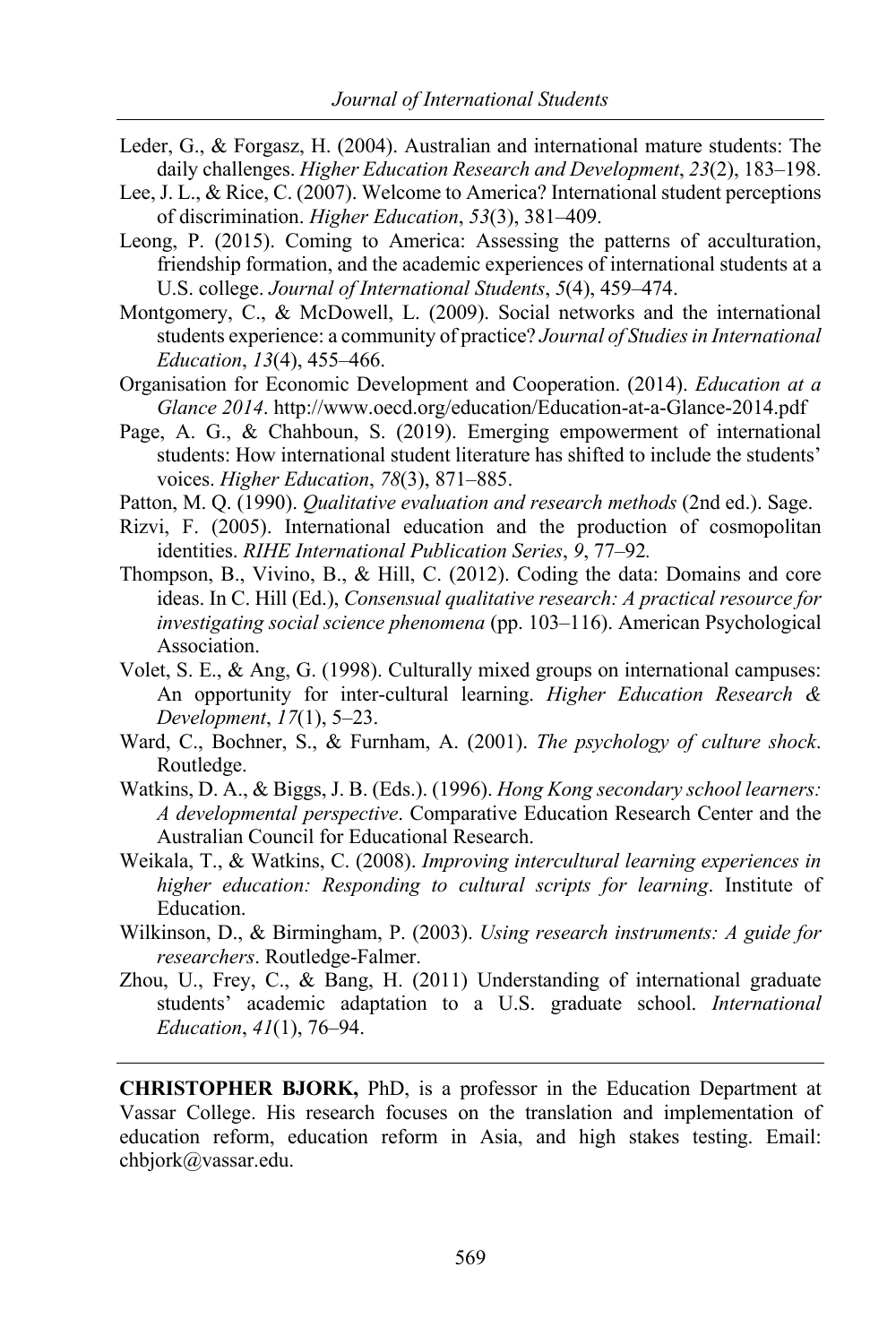Leder, G., & Forgasz, H. (2004). Australian and international mature students: The daily challenges. *Higher Education Research and Development*, *23*(2), 183–198.

Lee, J. L., & Rice, C. (2007). Welcome to America? International student perceptions of discrimination. *Higher Education*, *53*(3), 381–409.

Leong, P. (2015). Coming to America: Assessing the patterns of acculturation, friendship formation, and the academic experiences of international students at a U.S. college. *Journal of International Students*, *5*(4), 459–474.

Montgomery, C., & McDowell, L. (2009). Social networks and the international students experience: a community of practice? *Journal of Studies in International Education*, *13*(4), 455–466.

Organisation for Economic Development and Cooperation. (2014). *Education at a Glance 2014*. http://www.oecd.org/education/Education-at-a-Glance-2014.pdf

Page, A. G., & Chahboun, S. (2019). Emerging empowerment of international students: How international student literature has shifted to include the students' voices. *Higher Education*, *78*(3), 871–885.

Patton, M. Q. (1990). *Qualitative evaluation and research methods* (2nd ed.). Sage.

Rizvi, F. (2005). International education and the production of cosmopolitan identities. *RIHE International Publication Series*, *9*, 77–92.

Thompson, B., Vivino, B., & Hill, C. (2012). Coding the data: Domains and core ideas. In C. Hill (Ed.), *Consensual qualitative research: A practical resource for investigating social science phenomena* (pp. 103–116). American Psychological Association.

Volet, S. E., & Ang, G. (1998). Culturally mixed groups on international campuses: An opportunity for inter-cultural learning. *Higher Education Research & Development*, *17*(1), 5–23.

Ward, C., Bochner, S., & Furnham, A. (2001). *The psychology of culture shock*. Routledge.

Watkins, D. A., & Biggs, J. B. (Eds.). (1996). *Hong Kong secondary school learners: A developmental perspective*. Comparative Education Research Center and the Australian Council for Educational Research.

Weikala, T., & Watkins, C. (2008). *Improving intercultural learning experiences in higher education: Responding to cultural scripts for learning*. Institute of Education.

Wilkinson, D., & Birmingham, P. (2003). *Using research instruments: A guide for researchers*. Routledge-Falmer.

Zhou, U., Frey, C., & Bang, H. (2011) Understanding of international graduate students' academic adaptation to a U.S. graduate school. *International Education*, *41*(1), 76–94.

---

**CHRISTOPHER BJORK,** PhD, is a professor in the Education Department at Vassar College. His research focuses on the translation and implementation of education reform, education reform in Asia, and high stakes testing. Email: chbjork@vassar.edu.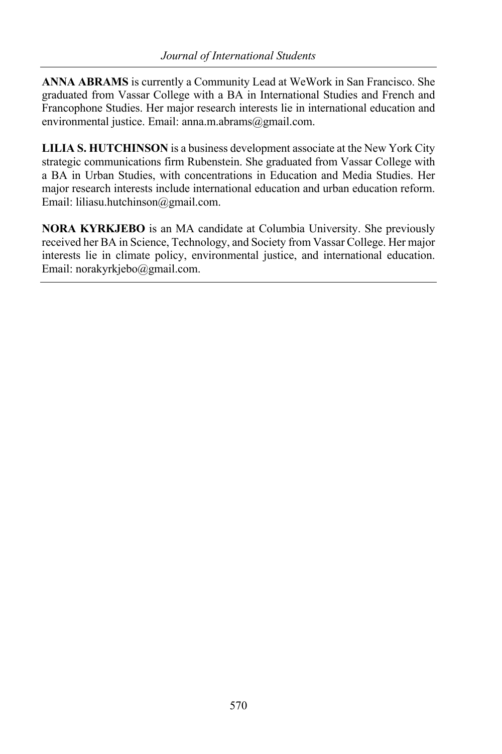**ANNA ABRAMS** is currently a Community Lead at WeWork in San Francisco. She graduated from Vassar College with a BA in International Studies and French and Francophone Studies. Her major research interests lie in international education and environmental justice. Email: anna.m.abrams@gmail.com.

**LILIA S. HUTCHINSON** is a business development associate at the New York City strategic communications firm Rubenstein. She graduated from Vassar College with a BA in Urban Studies, with concentrations in Education and Media Studies. Her major research interests include international education and urban education reform. Email: liliasu.hutchinson@gmail.com.

**NORA KYRKJEBO** is an MA candidate at Columbia University. She previously received her BA in Science, Technology, and Society from Vassar College. Her major interests lie in climate policy, environmental justice, and international education. Email: norakyrkjebo@gmail.com.